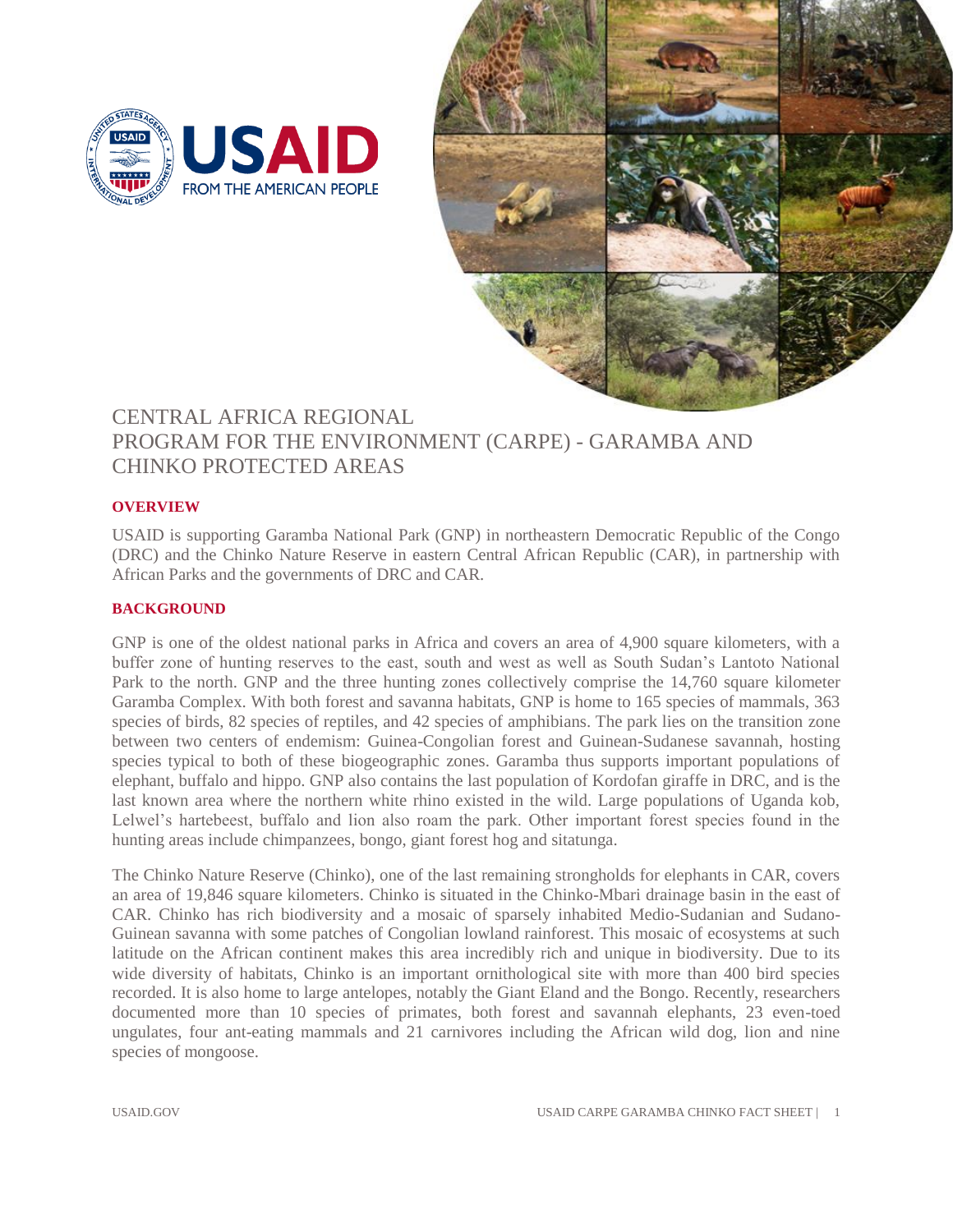# CENTRAL AFRICA REGIONAL PROGRAM FOR THE ENVIRONMENT (CARPE) - GARAMBA AND CHINKO PROTECTED AREAS

## OVERVIEW

USAID is supporting Garamba National Park (GNP) in northeastern Democratic Republic of the Congo (DRC) and the Chinko Nature Reserve in eastern Central African Republic (CAR), in partnership with African Parks and the governments of DRC and CAR.

## BACKGROUND

GNP is one of the oldest national parks in Africa and covers an area of 4,900 square kilometers, with a buffer zone of hunting reserves to the east, south and west as well as South Sudan's Lantoto National Park to the north. GNP and the three hunting zones collectively comprise the 14,760 square kilometer Garamba Complex. With both forest and savanna habitats, GNP is home to 165 species of mammals, 363 species of birds, 82 species of reptiles, and 42 species of amphibians. The park lies on the transition zone between two centers of endemism: Guinea-Congolian forest and Guinean-Sudanese savannah, hosting species typical to both of these biogeographic zones. Garamba thus supports important populations of elephant, buffalo and hippo. GNP also contains the last population of Kordofan giraffe in DRC, and is the last known area where the northern white rhino existed in the wild. Large populations of Uganda kob, Lelwel's hartebeest, buffalo and lion also roam the park. Other important forest species found in the hunting areas include chimpanzees, bongo, giant forest hog and sitatunga.

The Chinko Nature Reserve (Chinko), one of the last remaining strongholds for elephants in CAR, covers an area of 19,846 square kilometers. Chinko is situated in the Chinko-Mbari drainage basin in the east of CAR. Chinko has rich biodiversity and a mosaic of sparsely inhabited Medio-Sudanian and Sudano-Guinean savanna with some patches of Congolian lowland rainforest. This mosaic of ecosystems at such latitude on the African continent makes this area incredibly rich and unique in biodiversity. Due to its wide diversity of habitats, Chinko is an important ornithological site with more than 400 bird species recorded. It is also home to large antelopes, notably the Giant Eland and the Bongo. Recently, researchers documented more than 10 species of primates, both forest and savannah elephants, 23 even-toed ungulates, four ant-eating mammals and 21 carnivores including the African wild dog, lion and nine species of mongoose.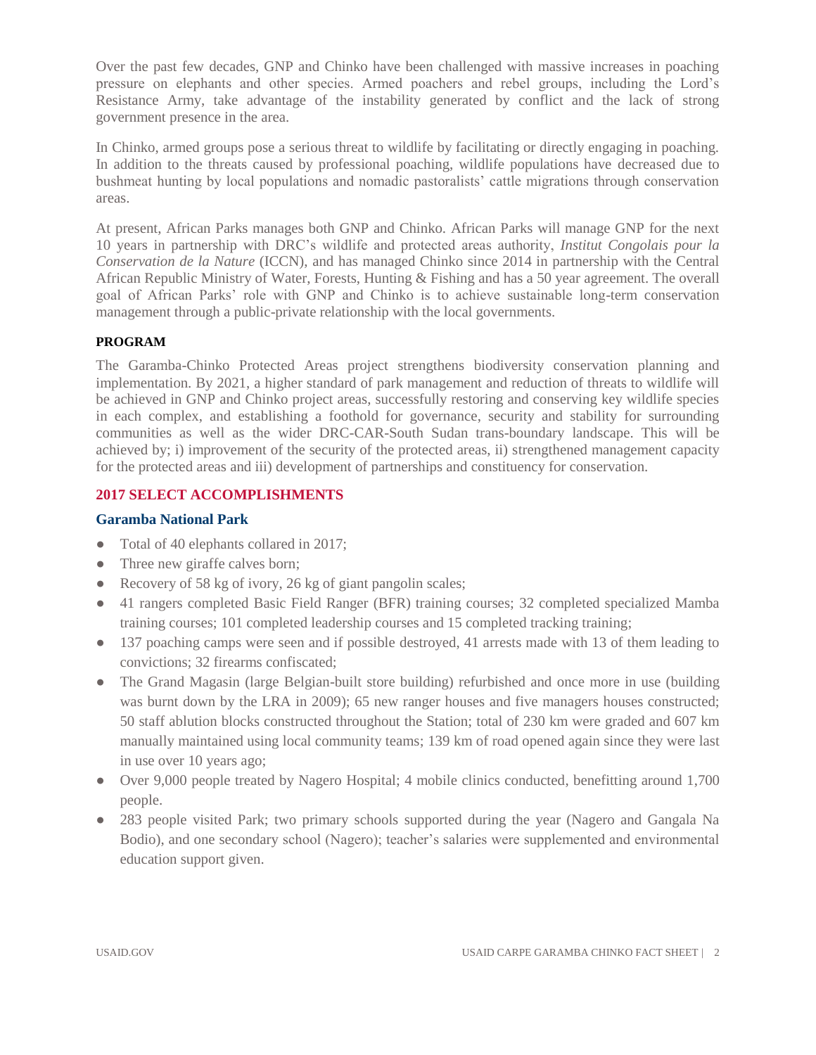Over the past few decades, GNP and Chinko have been challenged with massive increases in poaching pressure on elephants and other species. Armed poachers and rebel groups, including the Lord's Resistance Army, take advantage of the instability generated by conflict and the lack of strong government presence in the area.

In Chinko, armed groups pose a serious threat to wildlife by facilitating or directly engaging in poaching. In addition to the threats caused by professional poaching, wildlife populations have decreased due to bushmeat hunting by local populations and nomadic pastoralists' cattle migrations through conservation areas.

At present, African Parks manages both GNP and Chinko. African Parks will manage GNP for the next 10 years in partnership with DRC's wildlife and protected areas authority, *Institut Congolais pour la Conservation de la Nature* (ICCN), and has managed Chinko since 2014 in partnership with the Central African Republic Ministry of Water, Forests, Hunting & Fishing and has a 50 year agreement. The overall goal of African Parks' role with GNP and Chinko is to achieve sustainable long-term conservation management through a public-private relationship with the local governments.

**PROGRAM**

The Garamba-Chinko Protected Areas project strengthens biodiversity conservation planning and implementation. By 2021, a higher standard of park management and reduction of threats to wildlife will be achieved in GNP and Chinko project areas, successfully restoring and conserving key wildlife species in each complex, and establishing a foothold for governance, security and stability for surrounding communities as well as the wider DRC-CAR-South Sudan trans-boundary landscape. This will be achieved by; i) improvement of the security of the protected areas, ii) strengthened management capacity for the protected areas and iii) development of partnerships and constituency for conservation.

## 2017 SELECT ACCOMPLISHMENTS

### Garamba National Park

- Total of 40 elephants collared in 2017;
- Three new giraffe calves born;
- Recovery of 58 kg of ivory, 26 kg of giant pangolin scales;
- 41 rangers completed Basic Field Ranger (BFR) training courses; 32 completed specialized Mamba training courses; 101 completed leadership courses and 15 completed tracking training;
- 137 poaching camps were seen and if possible destroyed, 41 arrests made with 13 of them leading to convictions; 32 firearms confiscated;
- The Grand Magasin (large Belgian-built store building) refurbished and once more in use (building was burnt down by the LRA in 2009); 65 new ranger houses and five managers houses constructed; 50 staff ablution blocks constructed throughout the Station; total of 230 km were graded and 607 km manually maintained using local community teams; 139 km of road opened again since they were last in use over 10 years ago;
- Over 9,000 people treated by Nagero Hospital; 4 mobile clinics conducted, benefitting around 1,700 people.
- 283 people visited Park; two primary schools supported during the year (Nagero and Gangala Na Bodio), and one secondary school (Nagero); teacher's salaries were supplemented and environmental education support given.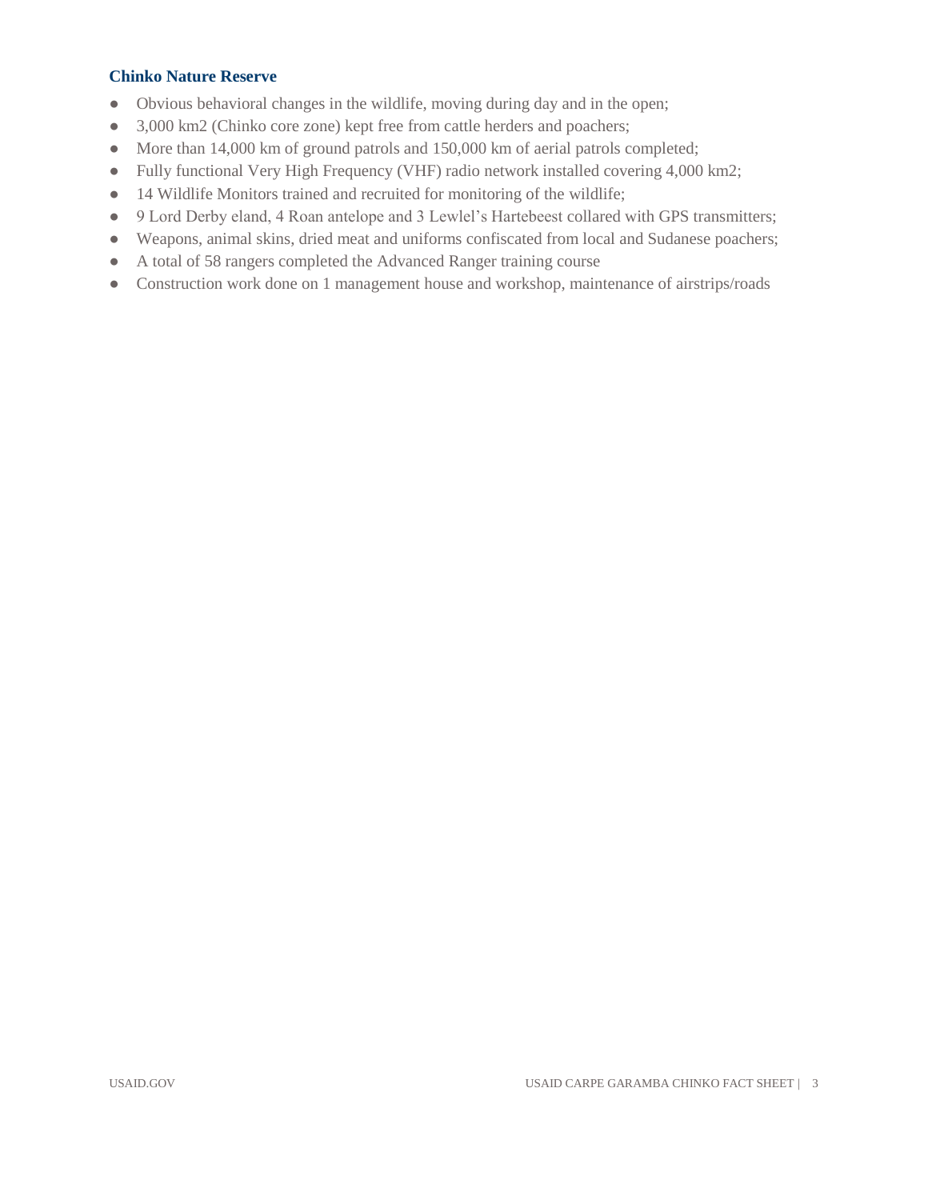### Chinko Nature Reserve

- Obvious behavioral changes in the wildlife, moving during day and in the open;
- 3,000 km2 (Chinko core zone) kept free from cattle herders and poachers;
- More than 14,000 km of ground patrols and 150,000 km of aerial patrols completed;
- Fully functional Very High Frequency (VHF) radio network installed covering 4,000 km2;
- 14 Wildlife Monitors trained and recruited for monitoring of the wildlife;
- 9 Lord Derby eland, 4 Roan antelope and 3 Lewlel's Hartebeest collared with GPS transmitters;
- Weapons, animal skins, dried meat and uniforms confiscated from local and Sudanese poachers;
- A total of 58 rangers completed the Advanced Ranger training course
- Construction work done on 1 management house and workshop, maintenance of airstrips/roads